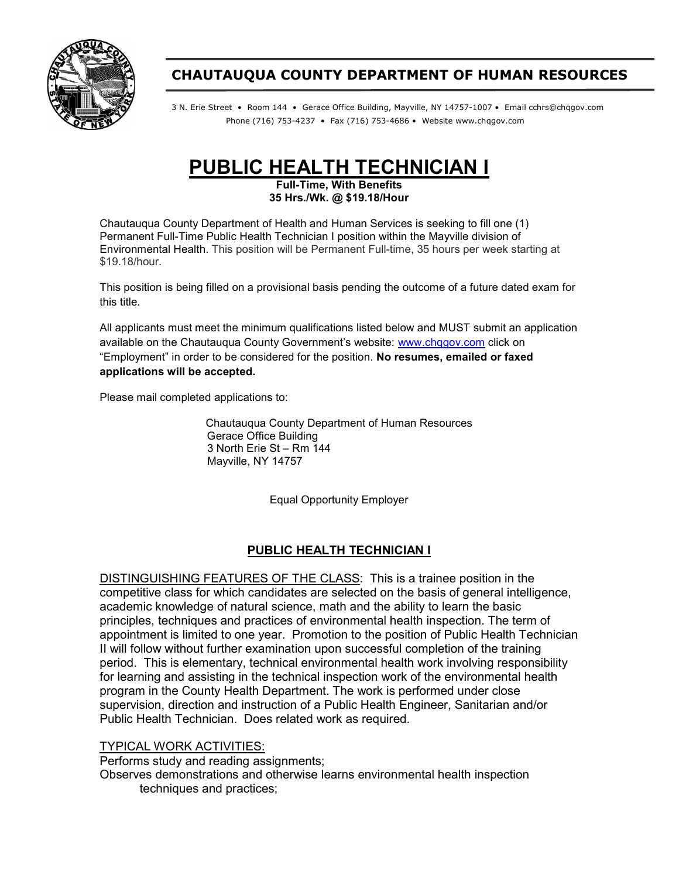## CHAUTAUQUA COUNTY DEPARTMENT OF HUMAN RESOURCES

3 N. Erie Street • Room 144 • Gerace Office Building, Mayville, NY 14757-1007 • Email cchrs@chqgov.com
Phone (716) 753-4237 • Fax (716) 753-4686 • Website www.chqgov.com

# PUBLIC HEALTH TECHNICIAN I

**Full-Time, With Benefits**
**35 Hrs./Wk. @ $19.18/Hour**

Chautauqua County Department of Health and Human Services is seeking to fill one (1) Permanent Full-Time Public Health Technician I position within the Mayville division of Environmental Health. This position will be Permanent Full-time, 35 hours per week starting at $19.18/hour.

This position is being filled on a provisional basis pending the outcome of a future dated exam for this title.

All applicants must meet the minimum qualifications listed below and MUST submit an application available on the Chautauqua County Government's website: www.chqgov.com click on "Employment" in order to be considered for the position. **No resumes, emailed or faxed applications will be accepted.**

Please mail completed applications to:

Chautauqua County Department of Human Resources
Gerace Office Building
3 North Erie St – Rm 144
Mayville, NY 14757

Equal Opportunity Employer

## PUBLIC HEALTH TECHNICIAN I

DISTINGUISHING FEATURES OF THE CLASS: This is a trainee position in the competitive class for which candidates are selected on the basis of general intelligence, academic knowledge of natural science, math and the ability to learn the basic principles, techniques and practices of environmental health inspection. The term of appointment is limited to one year. Promotion to the position of Public Health Technician II will follow without further examination upon successful completion of the training period. This is elementary, technical environmental health work involving responsibility for learning and assisting in the technical inspection work of the environmental health program in the County Health Department. The work is performed under close supervision, direction and instruction of a Public Health Engineer, Sanitarian and/or Public Health Technician. Does related work as required.

TYPICAL WORK ACTIVITIES:

Performs study and reading assignments;

Observes demonstrations and otherwise learns environmental health inspection techniques and practices;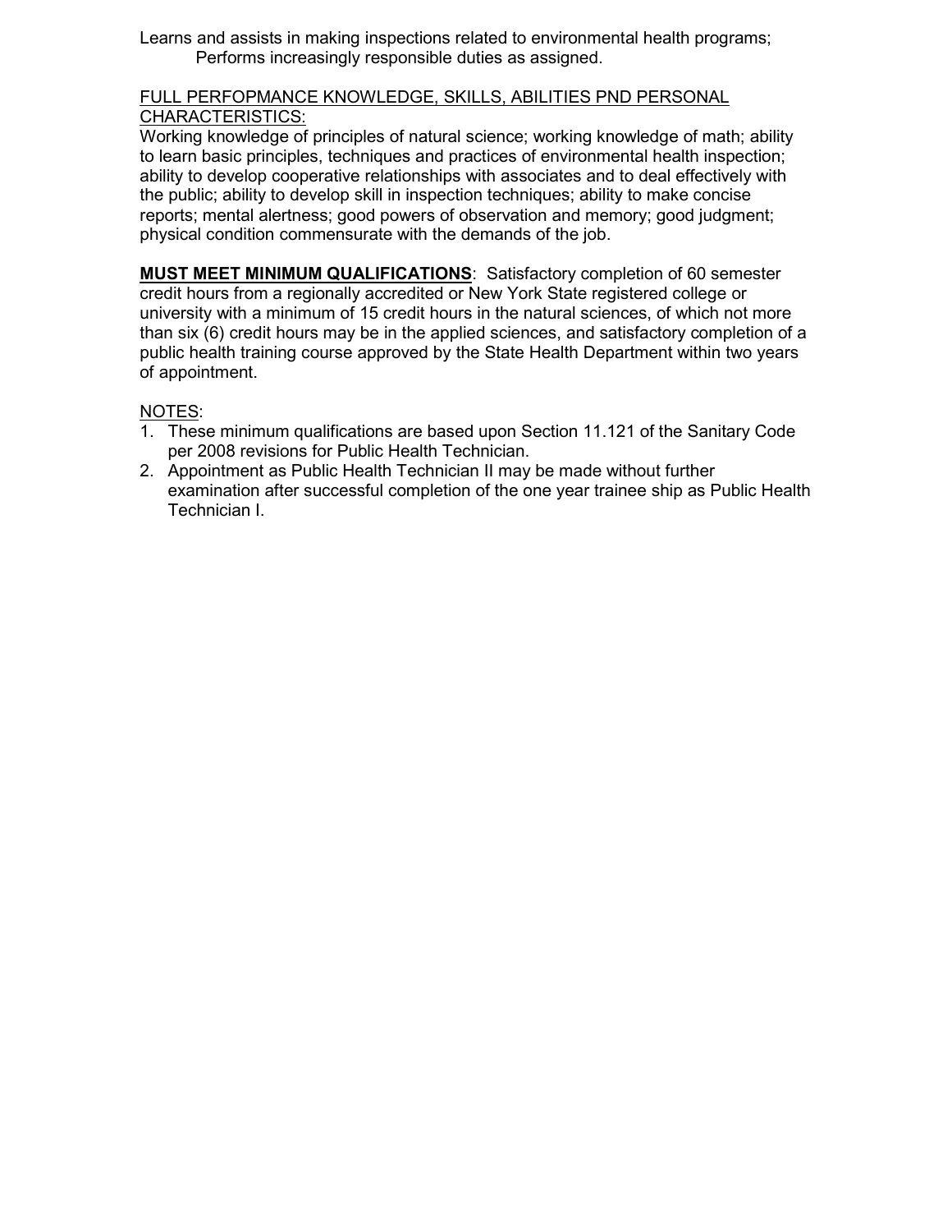Learns and assists in making inspections related to environmental health programs;
Performs increasingly responsible duties as assigned.

FULL PERFOPMANCE KNOWLEDGE, SKILLS, ABILITIES PND PERSONAL CHARACTERISTICS:

Working knowledge of principles of natural science; working knowledge of math; ability to learn basic principles, techniques and practices of environmental health inspection; ability to develop cooperative relationships with associates and to deal effectively with the public; ability to develop skill in inspection techniques; ability to make concise reports; mental alertness; good powers of observation and memory; good judgment; physical condition commensurate with the demands of the job.

**MUST MEET MINIMUM QUALIFICATIONS**: Satisfactory completion of 60 semester credit hours from a regionally accredited or New York State registered college or university with a minimum of 15 credit hours in the natural sciences, of which not more than six (6) credit hours may be in the applied sciences, and satisfactory completion of a public health training course approved by the State Health Department within two years of appointment.

NOTES:

1. These minimum qualifications are based upon Section 11.121 of the Sanitary Code per 2008 revisions for Public Health Technician.
2. Appointment as Public Health Technician II may be made without further examination after successful completion of the one year trainee ship as Public Health Technician I.